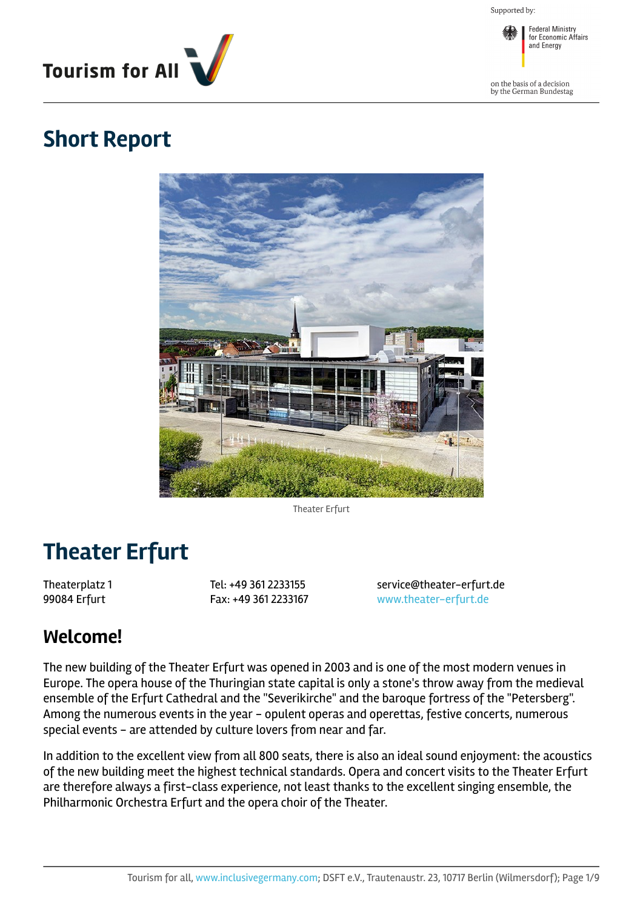Tourism for All

Supported by:

Federal Ministry for Economic Affairs and Energy

on the basis of a decision by the German Bundestag

# Short Report

Theater Erfurt

# Theater Erfurt

Theaterplatz 1
99084 Erfurt

Tel: +49 361 2233155
Fax: +49 361 2233167

service@theater-erfurt.de
www.theater-erfurt.de

## Welcome!

The new building of the Theater Erfurt was opened in 2003 and is one of the most modern venues in Europe. The opera house of the Thuringian state capital is only a stone's throw away from the medieval ensemble of the Erfurt Cathedral and the "Severikirche" and the baroque fortress of the "Petersberg". Among the numerous events in the year – opulent operas and operettas, festive concerts, numerous special events – are attended by culture lovers from near and far.

In addition to the excellent view from all 800 seats, there is also an ideal sound enjoyment: the acoustics of the new building meet the highest technical standards. Opera and concert visits to the Theater Erfurt are therefore always a first-class experience, not least thanks to the excellent singing ensemble, the Philharmonic Orchestra Erfurt and the opera choir of the Theater.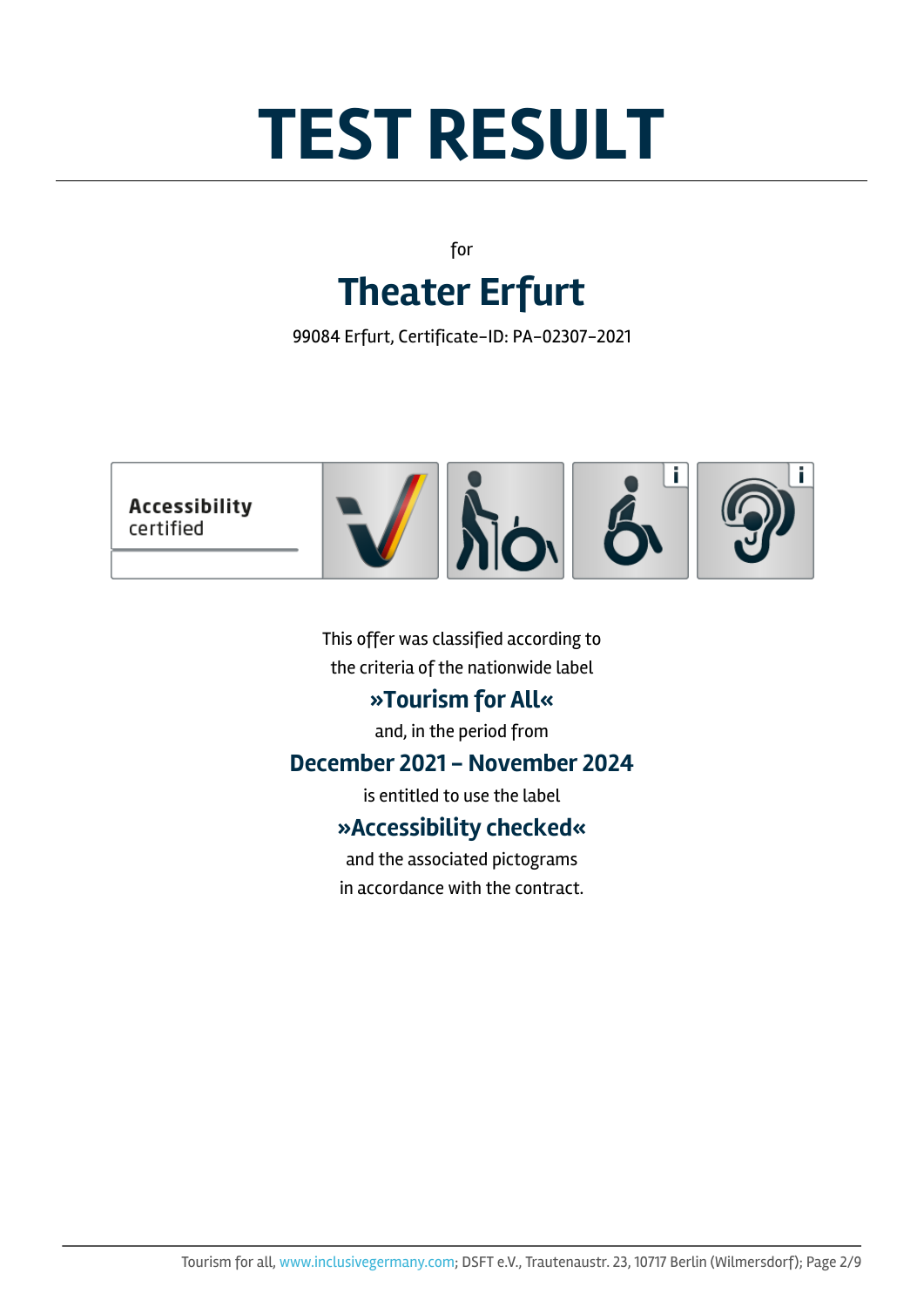# TEST RESULT

for

## Theater Erfurt

99084 Erfurt, Certificate-ID: PA-02307-2021

**Accessibility**
certified

This offer was classified according to
the criteria of the nationwide label

### »Tourism for All«

and, in the period from

### December 2021 – November 2024

is entitled to use the label

### »Accessibility checked«

and the associated pictograms
in accordance with the contract.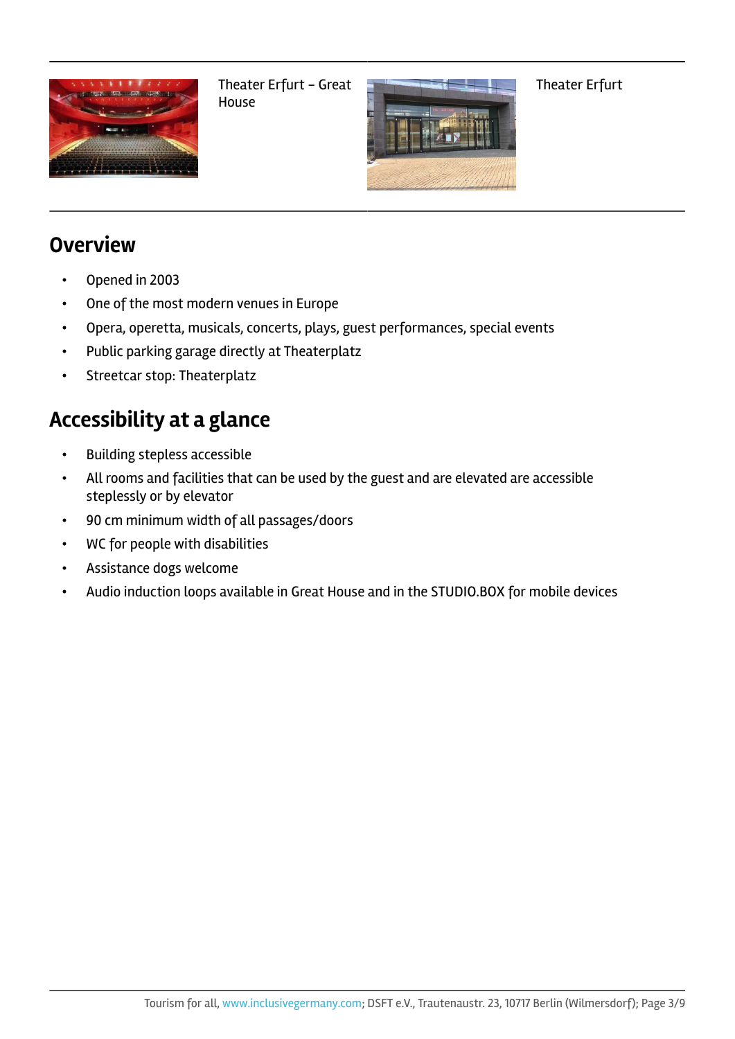Theater Erfurt – Great House

Theater Erfurt

## Overview

- Opened in 2003
- One of the most modern venues in Europe
- Opera, operetta, musicals, concerts, plays, guest performances, special events
- Public parking garage directly at Theaterplatz
- Streetcar stop: Theaterplatz

## Accessibility at a glance

- Building stepless accessible
- All rooms and facilities that can be used by the guest and are elevated are accessible steplessly or by elevator
- 90 cm minimum width of all passages/doors
- WC for people with disabilities
- Assistance dogs welcome
- Audio induction loops available in Great House and in the STUDIO.BOX for mobile devices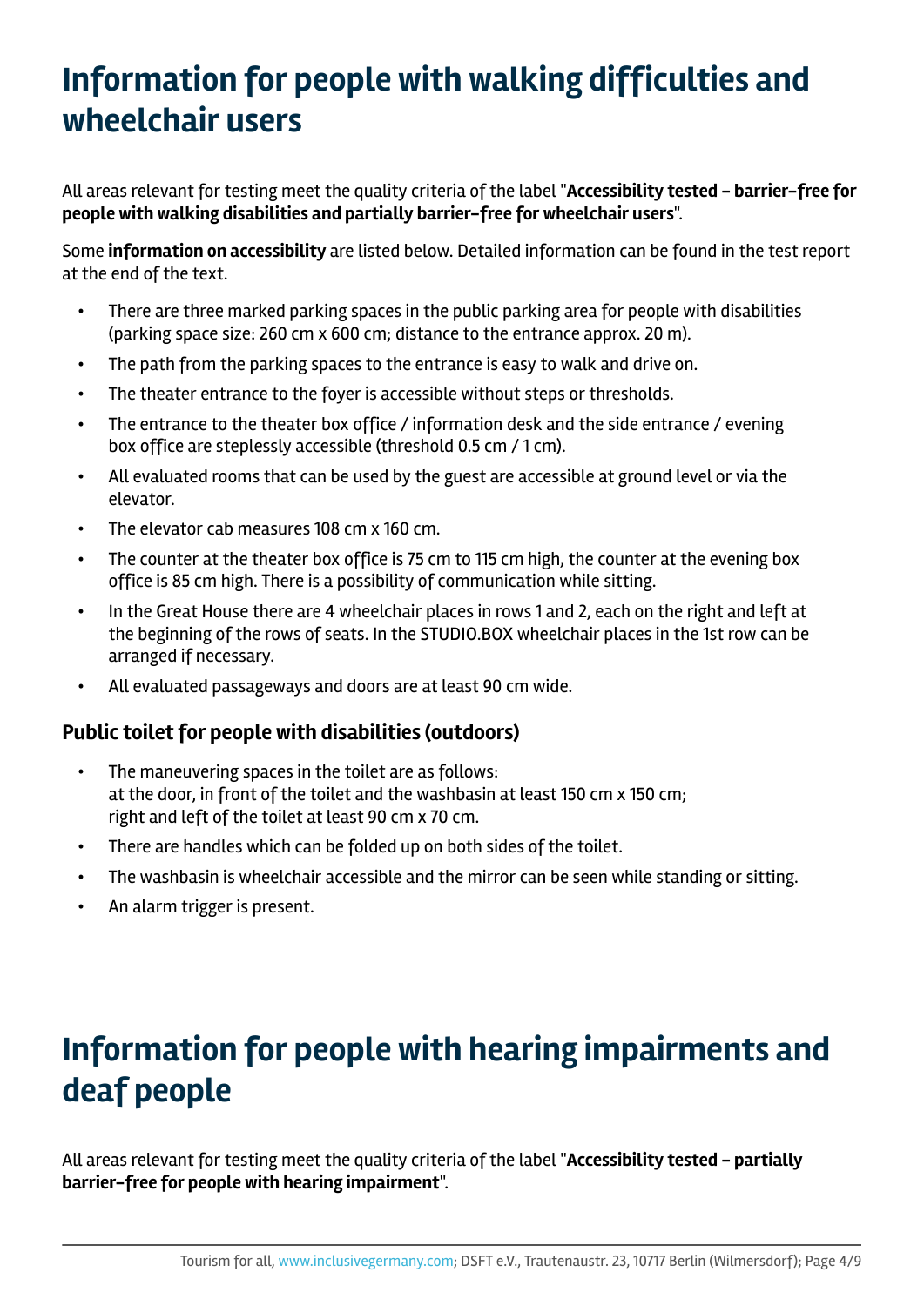# Information for people with walking difficulties and wheelchair users

All areas relevant for testing meet the quality criteria of the label "**Accessibility tested – barrier-free for people with walking disabilities and partially barrier-free for wheelchair users**".

Some **information on accessibility** are listed below. Detailed information can be found in the test report at the end of the text.

- There are three marked parking spaces in the public parking area for people with disabilities (parking space size: 260 cm x 600 cm; distance to the entrance approx. 20 m).
- The path from the parking spaces to the entrance is easy to walk and drive on.
- The theater entrance to the foyer is accessible without steps or thresholds.
- The entrance to the theater box office / information desk and the side entrance / evening box office are steplessly accessible (threshold 0.5 cm / 1 cm).
- All evaluated rooms that can be used by the guest are accessible at ground level or via the elevator.
- The elevator cab measures 108 cm x 160 cm.
- The counter at the theater box office is 75 cm to 115 cm high, the counter at the evening box office is 85 cm high. There is a possibility of communication while sitting.
- In the Great House there are 4 wheelchair places in rows 1 and 2, each on the right and left at the beginning of the rows of seats. In the STUDIO.BOX wheelchair places in the 1st row can be arranged if necessary.
- All evaluated passageways and doors are at least 90 cm wide.

### Public toilet for people with disabilities (outdoors)

- The maneuvering spaces in the toilet are as follows:
  at the door, in front of the toilet and the washbasin at least 150 cm x 150 cm;
  right and left of the toilet at least 90 cm x 70 cm.
- There are handles which can be folded up on both sides of the toilet.
- The washbasin is wheelchair accessible and the mirror can be seen while standing or sitting.
- An alarm trigger is present.

# Information for people with hearing impairments and deaf people

All areas relevant for testing meet the quality criteria of the label "**Accessibility tested – partially barrier-free for people with hearing impairment**".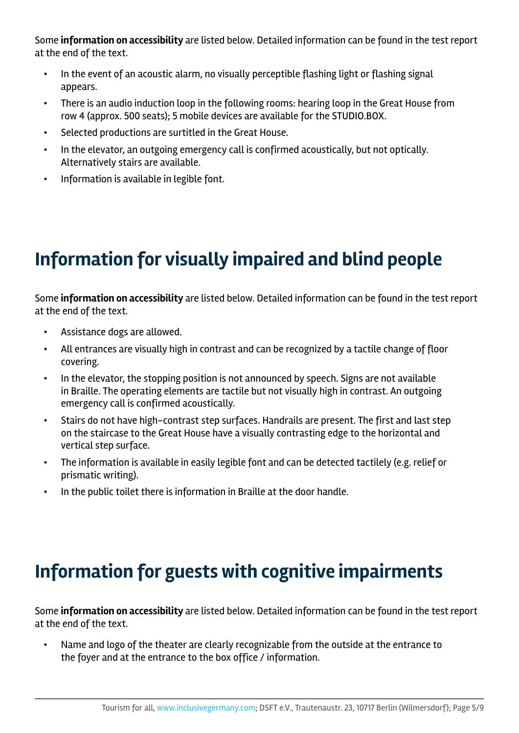Some **information on accessibility** are listed below. Detailed information can be found in the test report at the end of the text.

- In the event of an acoustic alarm, no visually perceptible flashing light or flashing signal appears.
- There is an audio induction loop in the following rooms: hearing loop in the Great House from row 4 (approx. 500 seats); 5 mobile devices are available for the STUDIO.BOX.
- Selected productions are surtitled in the Great House.
- In the elevator, an outgoing emergency call is confirmed acoustically, but not optically. Alternatively stairs are available.
- Information is available in legible font.

# Information for visually impaired and blind people

Some **information on accessibility** are listed below. Detailed information can be found in the test report at the end of the text.

- Assistance dogs are allowed.
- All entrances are visually high in contrast and can be recognized by a tactile change of floor covering.
- In the elevator, the stopping position is not announced by speech. Signs are not available in Braille. The operating elements are tactile but not visually high in contrast. An outgoing emergency call is confirmed acoustically.
- Stairs do not have high-contrast step surfaces. Handrails are present. The first and last step on the staircase to the Great House have a visually contrasting edge to the horizontal and vertical step surface.
- The information is available in easily legible font and can be detected tactilely (e.g. relief or prismatic writing).
- In the public toilet there is information in Braille at the door handle.

# Information for guests with cognitive impairments

Some **information on accessibility** are listed below. Detailed information can be found in the test report at the end of the text.

- Name and logo of the theater are clearly recognizable from the outside at the entrance to the foyer and at the entrance to the box office / information.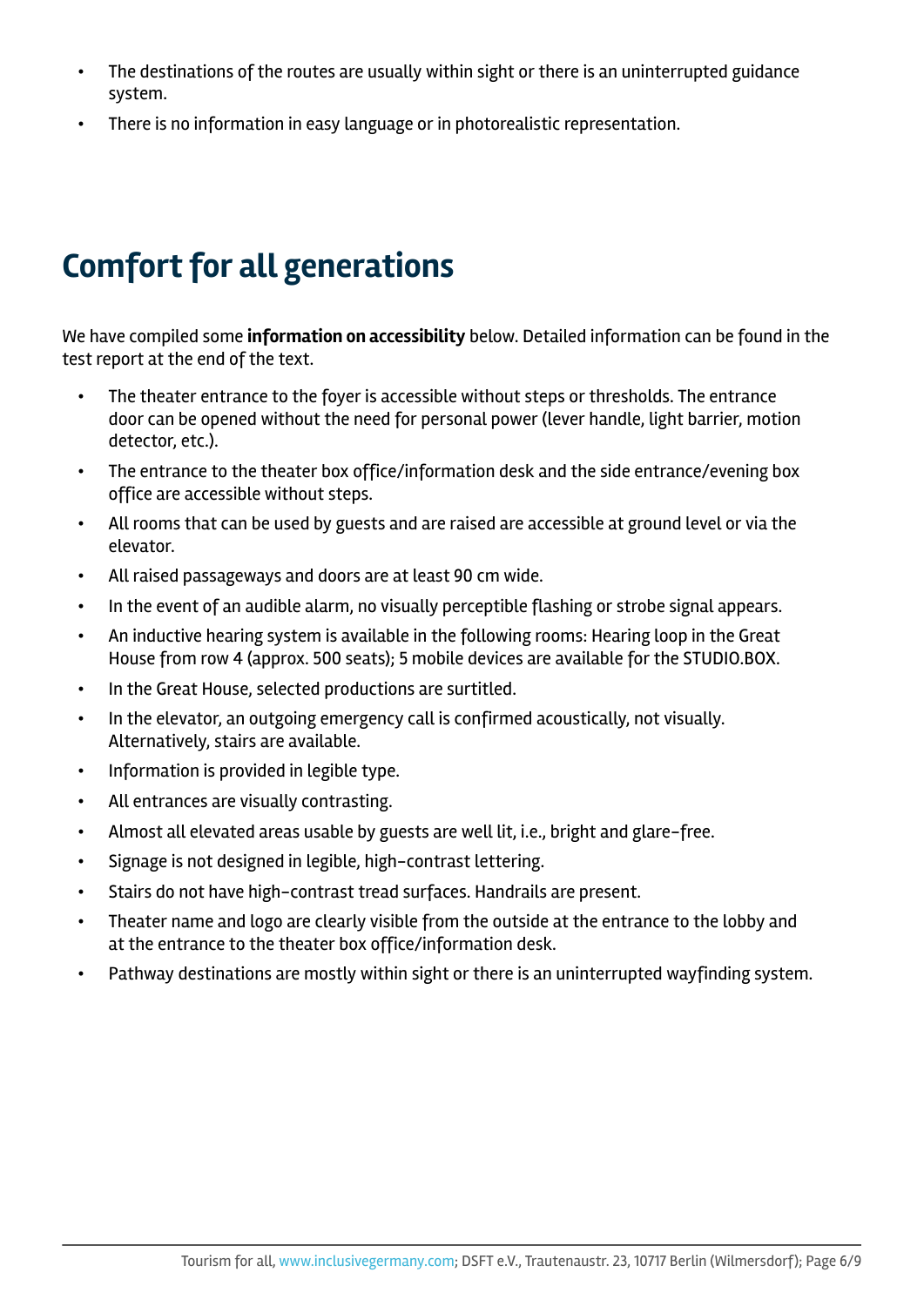- The destinations of the routes are usually within sight or there is an uninterrupted guidance system.
- There is no information in easy language or in photorealistic representation.

# Comfort for all generations

We have compiled some **information on accessibility** below. Detailed information can be found in the test report at the end of the text.

- The theater entrance to the foyer is accessible without steps or thresholds. The entrance door can be opened without the need for personal power (lever handle, light barrier, motion detector, etc.).
- The entrance to the theater box office/information desk and the side entrance/evening box office are accessible without steps.
- All rooms that can be used by guests and are raised are accessible at ground level or via the elevator.
- All raised passageways and doors are at least 90 cm wide.
- In the event of an audible alarm, no visually perceptible flashing or strobe signal appears.
- An inductive hearing system is available in the following rooms: Hearing loop in the Great House from row 4 (approx. 500 seats); 5 mobile devices are available for the STUDIO.BOX.
- In the Great House, selected productions are surtitled.
- In the elevator, an outgoing emergency call is confirmed acoustically, not visually. Alternatively, stairs are available.
- Information is provided in legible type.
- All entrances are visually contrasting.
- Almost all elevated areas usable by guests are well lit, i.e., bright and glare-free.
- Signage is not designed in legible, high-contrast lettering.
- Stairs do not have high-contrast tread surfaces. Handrails are present.
- Theater name and logo are clearly visible from the outside at the entrance to the lobby and at the entrance to the theater box office/information desk.
- Pathway destinations are mostly within sight or there is an uninterrupted wayfinding system.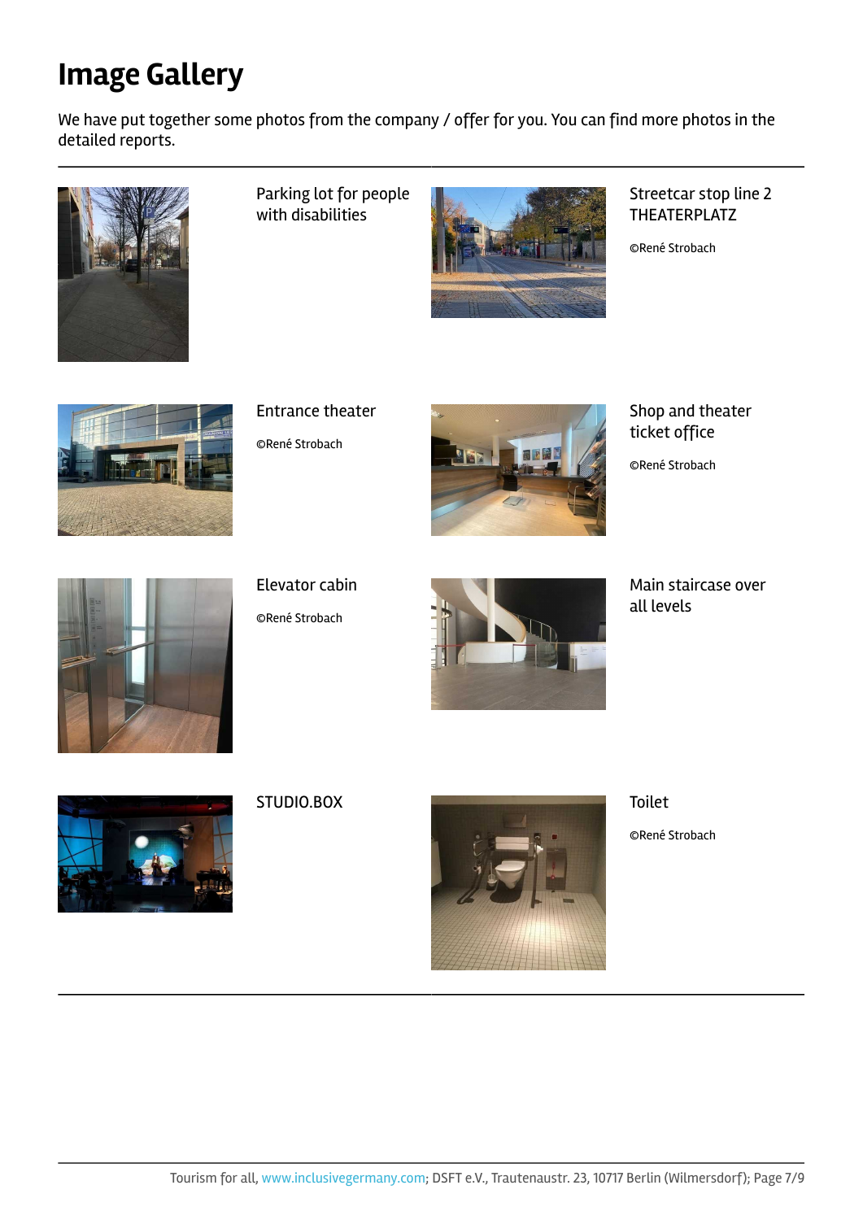# Image Gallery

We have put together some photos from the company / offer for you. You can find more photos in the detailed reports.

Parking lot for people with disabilities

Streetcar stop line 2 THEATERPLATZ

©René Strobach

Entrance theater

©René Strobach

Shop and theater ticket office

©René Strobach

Elevator cabin

©René Strobach

Main staircase over all levels

STUDIO.BOX

Toilet

©René Strobach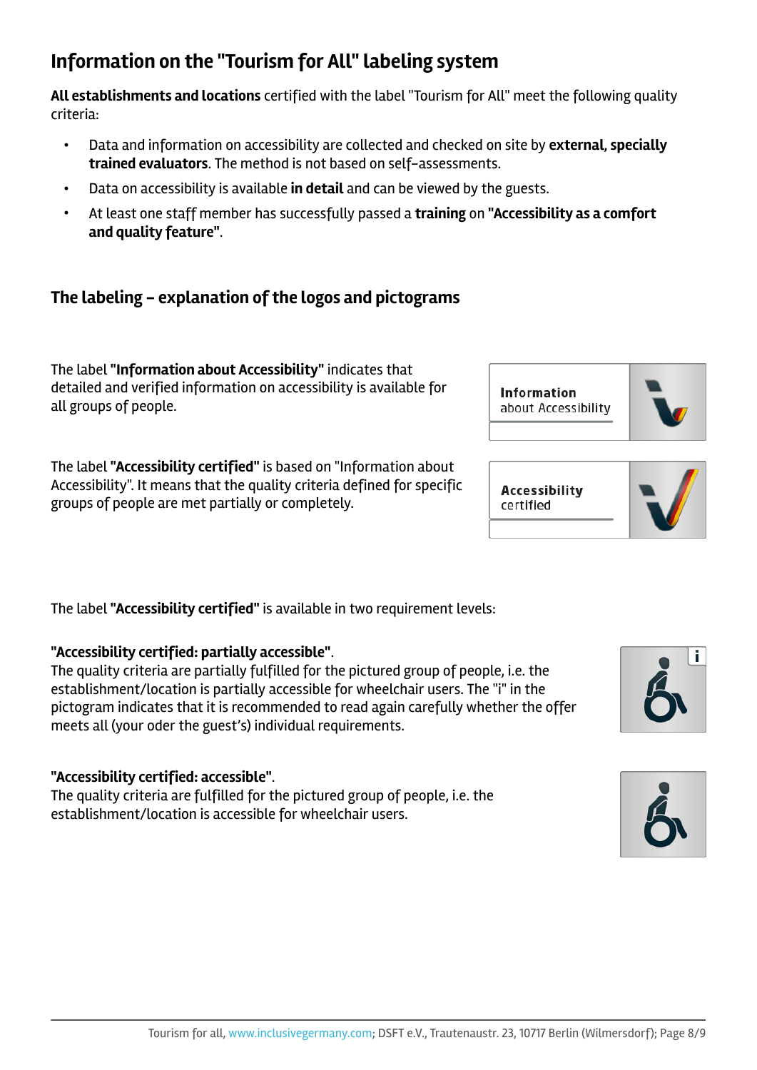## Information on the "Tourism for All" labeling system

**All establishments and locations** certified with the label "Tourism for All" meet the following quality criteria:

- Data and information on accessibility are collected and checked on site by **external**, **specially trained evaluators**. The method is not based on self-assessments.
- Data on accessibility is available **in detail** and can be viewed by the guests.
- At least one staff member has successfully passed a **training** on **"Accessibility as a comfort and quality feature"**.

### The labeling – explanation of the logos and pictograms

The label **"Information about Accessibility"** indicates that detailed and verified information on accessibility is available for all groups of people.

**Information** about Accessibility

The label **"Accessibility certified"** is based on "Information about Accessibility". It means that the quality criteria defined for specific groups of people are met partially or completely.

**Accessibility** certified

The label **"Accessibility certified"** is available in two requirement levels:

**"Accessibility certified: partially accessible"**.
The quality criteria are partially fulfilled for the pictured group of people, i.e. the establishment/location is partially accessible for wheelchair users. The "i" in the pictogram indicates that it is recommended to read again carefully whether the offer meets all (your oder the guest's) individual requirements.

**"Accessibility certified: accessible"**.
The quality criteria are fulfilled for the pictured group of people, i.e. the establishment/location is accessible for wheelchair users.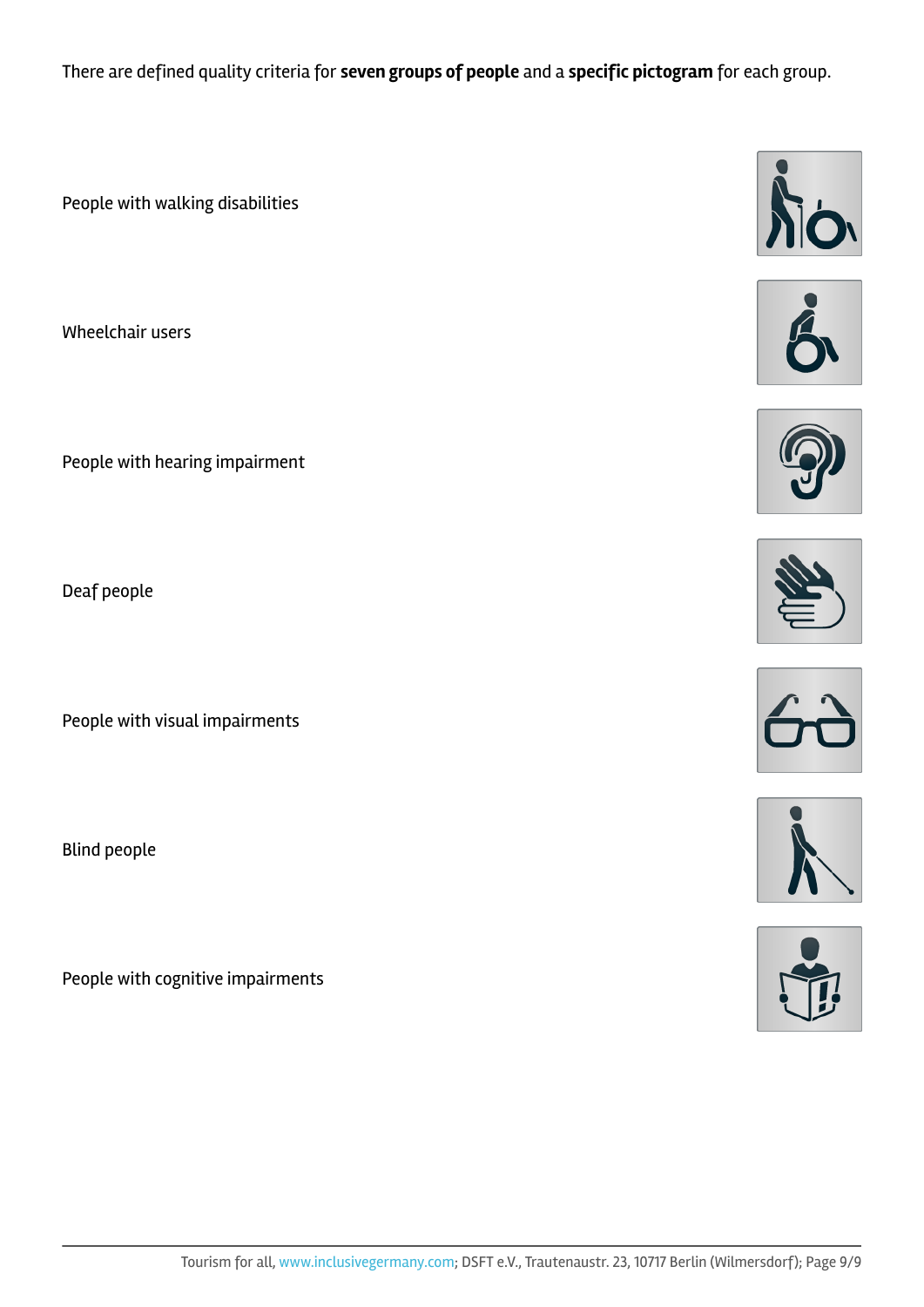There are defined quality criteria for **seven groups of people** and a **specific pictogram** for each group.

People with walking disabilities

Wheelchair users

People with hearing impairment

Deaf people

People with visual impairments

Blind people

People with cognitive impairments